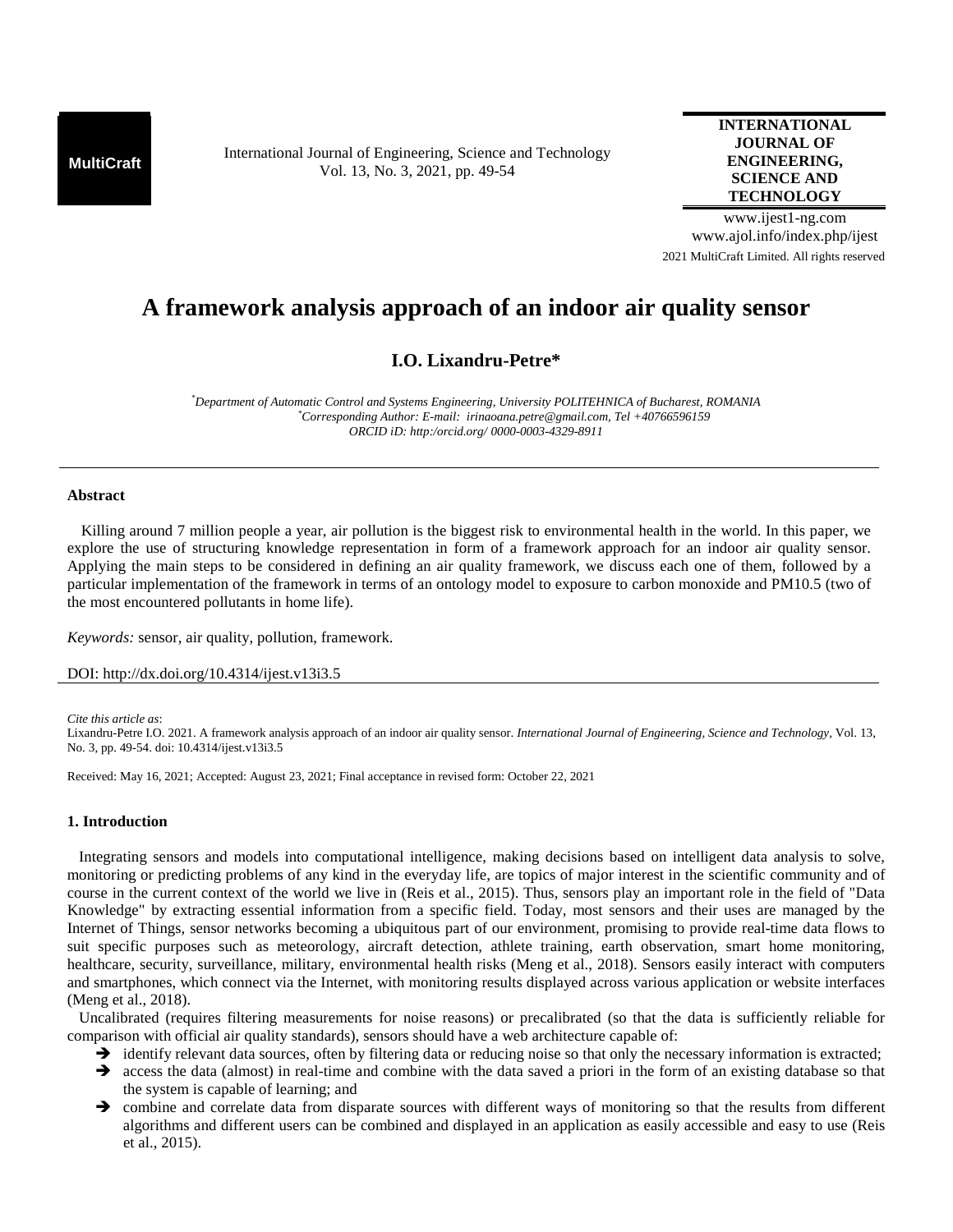MultiCraft

International Journal of Engineering, Science and Technology
Vol. 13, No. 3, 2021, pp. 49-54

**INTERNATIONAL JOURNAL OF ENGINEERING, SCIENCE AND TECHNOLOGY**

www.ijest1-ng.com
www.ajol.info/index.php/ijest
2021 MultiCraft Limited. All rights reserved

# A framework analysis approach of an indoor air quality sensor

**I.O. Lixandru-Petre***

*[*]Department of Automatic Control and Systems Engineering, University POLITEHNICA of Bucharest, ROMANIA*
*[*]Corresponding Author: E-mail: irinaoana.petre@gmail.com, Tel +40766596159*
*ORCID iD: http:/orcid.org/ 0000-0003-4329-8911*

---

### Abstract

Killing around 7 million people a year, air pollution is the biggest risk to environmental health in the world. In this paper, we explore the use of structuring knowledge representation in form of a framework approach for an indoor air quality sensor. Applying the main steps to be considered in defining an air quality framework, we discuss each one of them, followed by a particular implementation of the framework in terms of an ontology model to exposure to carbon monoxide and PM10.5 (two of the most encountered pollutants in home life).

*Keywords:* sensor, air quality, pollution, framework.

DOI: http://dx.doi.org/10.4314/ijest.v13i3.5

---

*Cite this article as*:
Lixandru-Petre I.O. 2021. A framework analysis approach of an indoor air quality sensor. *International Journal of Engineering, Science and Technology*, Vol. 13, No. 3, pp. 49-54. doi: 10.4314/ijest.v13i3.5

Received: May 16, 2021; Accepted: August 23, 2021; Final acceptance in revised form: October 22, 2021

## 1. Introduction

Integrating sensors and models into computational intelligence, making decisions based on intelligent data analysis to solve, monitoring or predicting problems of any kind in the everyday life, are topics of major interest in the scientific community and of course in the current context of the world we live in (Reis et al., 2015). Thus, sensors play an important role in the field of "Data Knowledge" by extracting essential information from a specific field. Today, most sensors and their uses are managed by the Internet of Things, sensor networks becoming a ubiquitous part of our environment, promising to provide real-time data flows to suit specific purposes such as meteorology, aircraft detection, athlete training, earth observation, smart home monitoring, healthcare, security, surveillance, military, environmental health risks (Meng et al., 2018). Sensors easily interact with computers and smartphones, which connect via the Internet, with monitoring results displayed across various application or website interfaces (Meng et al., 2018).

Uncalibrated (requires filtering measurements for noise reasons) or precalibrated (so that the data is sufficiently reliable for comparison with official air quality standards), sensors should have a web architecture capable of:

- identify relevant data sources, often by filtering data or reducing noise so that only the necessary information is extracted;
- access the data (almost) in real-time and combine with the data saved a priori in the form of an existing database so that the system is capable of learning; and
- combine and correlate data from disparate sources with different ways of monitoring so that the results from different algorithms and different users can be combined and displayed in an application as easily accessible and easy to use (Reis et al., 2015).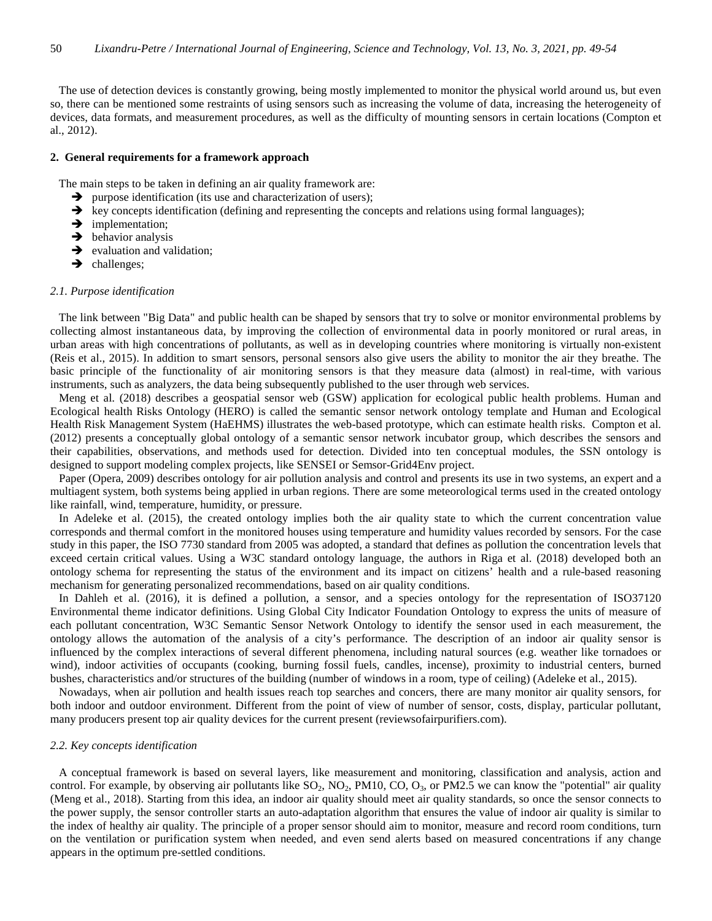The use of detection devices is constantly growing, being mostly implemented to monitor the physical world around us, but even so, there can be mentioned some restraints of using sensors such as increasing the volume of data, increasing the heterogeneity of devices, data formats, and measurement procedures, as well as the difficulty of mounting sensors in certain locations (Compton et al., 2012).

## 2. General requirements for a framework approach

The main steps to be taken in defining an air quality framework are:

- purpose identification (its use and characterization of users);
- key concepts identification (defining and representing the concepts and relations using formal languages);
- implementation;
- behavior analysis
- evaluation and validation;
- challenges;

### *2.1. Purpose identification*

The link between "Big Data" and public health can be shaped by sensors that try to solve or monitor environmental problems by collecting almost instantaneous data, by improving the collection of environmental data in poorly monitored or rural areas, in urban areas with high concentrations of pollutants, as well as in developing countries where monitoring is virtually non-existent (Reis et al., 2015). In addition to smart sensors, personal sensors also give users the ability to monitor the air they breathe. The basic principle of the functionality of air monitoring sensors is that they measure data (almost) in real-time, with various instruments, such as analyzers, the data being subsequently published to the user through web services.

Meng et al. (2018) describes a geospatial sensor web (GSW) application for ecological public health problems. Human and Ecological health Risks Ontology (HERO) is called the semantic sensor network ontology template and Human and Ecological Health Risk Management System (HaEHMS) illustrates the web-based prototype, which can estimate health risks. Compton et al. (2012) presents a conceptually global ontology of a semantic sensor network incubator group, which describes the sensors and their capabilities, observations, and methods used for detection. Divided into ten conceptual modules, the SSN ontology is designed to support modeling complex projects, like SENSEI or Semsor-Grid4Env project.

Paper (Opera, 2009) describes ontology for air pollution analysis and control and presents its use in two systems, an expert and a multiagent system, both systems being applied in urban regions. There are some meteorological terms used in the created ontology like rainfall, wind, temperature, humidity, or pressure.

In Adeleke et al. (2015), the created ontology implies both the air quality state to which the current concentration value corresponds and thermal comfort in the monitored houses using temperature and humidity values recorded by sensors. For the case study in this paper, the ISO 7730 standard from 2005 was adopted, a standard that defines as pollution the concentration levels that exceed certain critical values. Using a W3C standard ontology language, the authors in Riga et al. (2018) developed both an ontology schema for representing the status of the environment and its impact on citizens' health and a rule-based reasoning mechanism for generating personalized recommendations, based on air quality conditions.

In Dahleh et al. (2016), it is defined a pollution, a sensor, and a species ontology for the representation of ISO37120 Environmental theme indicator definitions. Using Global City Indicator Foundation Ontology to express the units of measure of each pollutant concentration, W3C Semantic Sensor Network Ontology to identify the sensor used in each measurement, the ontology allows the automation of the analysis of a city's performance. The description of an indoor air quality sensor is influenced by the complex interactions of several different phenomena, including natural sources (e.g. weather like tornadoes or wind), indoor activities of occupants (cooking, burning fossil fuels, candles, incense), proximity to industrial centers, burned bushes, characteristics and/or structures of the building (number of windows in a room, type of ceiling) (Adeleke et al., 2015).

Nowadays, when air pollution and health issues reach top searches and concers, there are many monitor air quality sensors, for both indoor and outdoor environment. Different from the point of view of number of sensor, costs, display, particular pollutant, many producers present top air quality devices for the current present (reviewsofairpurifiers.com).

### *2.2. Key concepts identification*

A conceptual framework is based on several layers, like measurement and monitoring, classification and analysis, action and control. For example, by observing air pollutants like $SO_2$, $NO_2$, PM10, CO, $O_3$, or PM2.5 we can know the "potential" air quality (Meng et al., 2018). Starting from this idea, an indoor air quality should meet air quality standards, so once the sensor connects to the power supply, the sensor controller starts an auto-adaptation algorithm that ensures the value of indoor air quality is similar to the index of healthy air quality. The principle of a proper sensor should aim to monitor, measure and record room conditions, turn on the ventilation or purification system when needed, and even send alerts based on measured concentrations if any change appears in the optimum pre-settled conditions.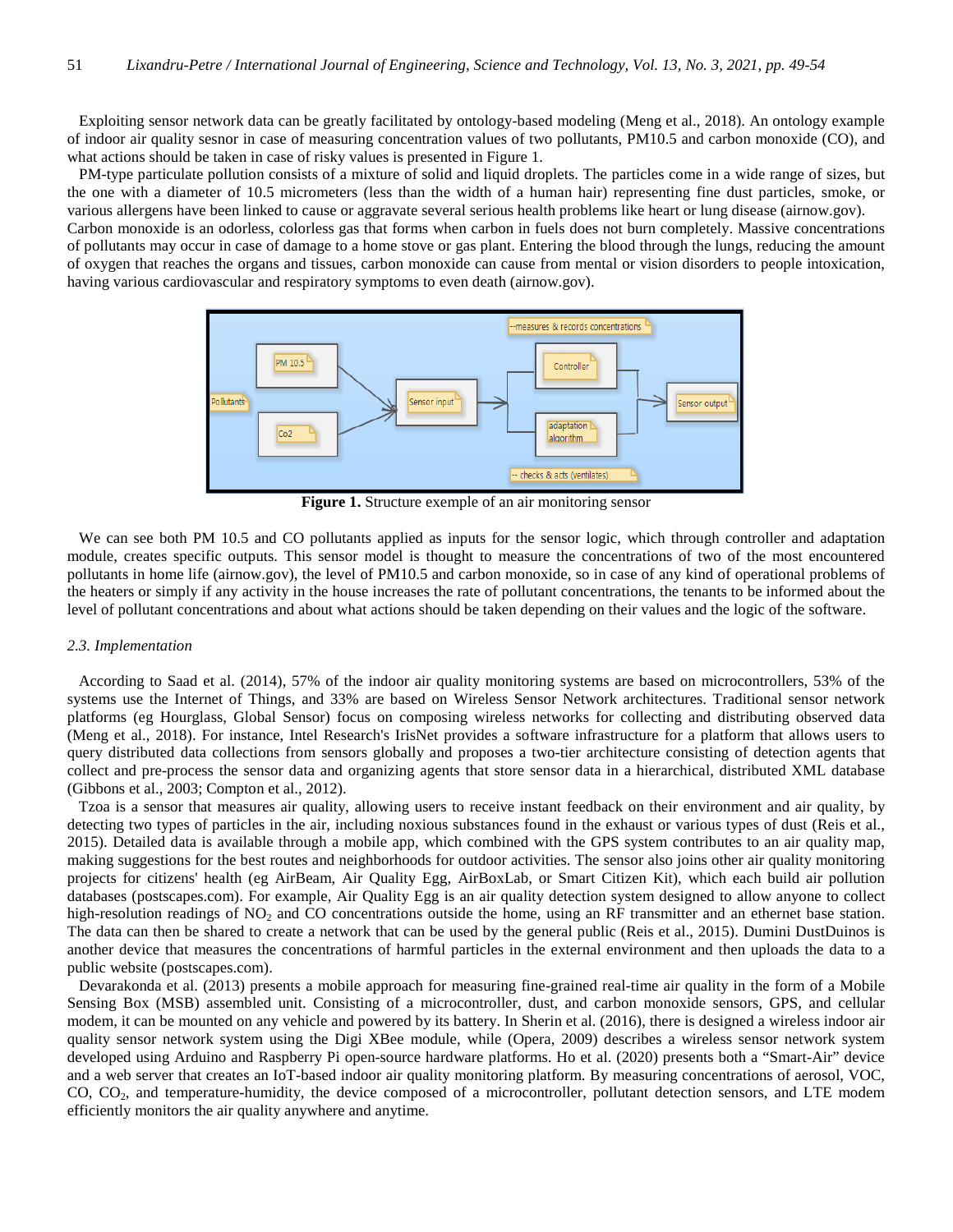Exploiting sensor network data can be greatly facilitated by ontology-based modeling (Meng et al., 2018). An ontology example of indoor air quality sesnor in case of measuring concentration values of two pollutants, PM10.5 and carbon monoxide (CO), and what actions should be taken in case of risky values is presented in Figure 1.

PM-type particulate pollution consists of a mixture of solid and liquid droplets. The particles come in a wide range of sizes, but the one with a diameter of 10.5 micrometers (less than the width of a human hair) representing fine dust particles, smoke, or various allergens have been linked to cause or aggravate several serious health problems like heart or lung disease (airnow.gov). Carbon monoxide is an odorless, colorless gas that forms when carbon in fuels does not burn completely. Massive concentrations of pollutants may occur in case of damage to a home stove or gas plant. Entering the blood through the lungs, reducing the amount of oxygen that reaches the organs and tissues, carbon monoxide can cause from mental or vision disorders to people intoxication, having various cardiovascular and respiratory symptoms to even death (airnow.gov).

**Figure 1.** Structure exemple of an air monitoring sensor

We can see both PM 10.5 and CO pollutants applied as inputs for the sensor logic, which through controller and adaptation module, creates specific outputs. This sensor model is thought to measure the concentrations of two of the most encountered pollutants in home life (airnow.gov), the level of PM10.5 and carbon monoxide, so in case of any kind of operational problems of the heaters or simply if any activity in the house increases the rate of pollutant concentrations, the tenants to be informed about the level of pollutant concentrations and about what actions should be taken depending on their values and the logic of the software.

### *2.3. Implementation*

According to Saad et al. (2014), 57% of the indoor air quality monitoring systems are based on microcontrollers, 53% of the systems use the Internet of Things, and 33% are based on Wireless Sensor Network architectures. Traditional sensor network platforms (eg Hourglass, Global Sensor) focus on composing wireless networks for collecting and distributing observed data (Meng et al., 2018). For instance, Intel Research's IrisNet provides a software infrastructure for a platform that allows users to query distributed data collections from sensors globally and proposes a two-tier architecture consisting of detection agents that collect and pre-process the sensor data and organizing agents that store sensor data in a hierarchical, distributed XML database (Gibbons et al., 2003; Compton et al., 2012).

Tzoa is a sensor that measures air quality, allowing users to receive instant feedback on their environment and air quality, by detecting two types of particles in the air, including noxious substances found in the exhaust or various types of dust (Reis et al., 2015). Detailed data is available through a mobile app, which combined with the GPS system contributes to an air quality map, making suggestions for the best routes and neighborhoods for outdoor activities. The sensor also joins other air quality monitoring projects for citizens' health (eg AirBeam, Air Quality Egg, AirBoxLab, or Smart Citizen Kit), which each build air pollution databases (postscapes.com). For example, Air Quality Egg is an air quality detection system designed to allow anyone to collect high-resolution readings of $NO_2$ and CO concentrations outside the home, using an RF transmitter and an ethernet base station. The data can then be shared to create a network that can be used by the general public (Reis et al., 2015). Dumini DustDuinos is another device that measures the concentrations of harmful particles in the external environment and then uploads the data to a public website (postscapes.com).

Devarakonda et al. (2013) presents a mobile approach for measuring fine-grained real-time air quality in the form of a Mobile Sensing Box (MSB) assembled unit. Consisting of a microcontroller, dust, and carbon monoxide sensors, GPS, and cellular modem, it can be mounted on any vehicle and powered by its battery. In Sherin et al. (2016), there is designed a wireless indoor air quality sensor network system using the Digi XBee module, while (Opera, 2009) describes a wireless sensor network system developed using Arduino and Raspberry Pi open-source hardware platforms. Ho et al. (2020) presents both a "Smart-Air" device and a web server that creates an IoT-based indoor air quality monitoring platform. By measuring concentrations of aerosol, VOC, CO, $CO_2$, and temperature-humidity, the device composed of a microcontroller, pollutant detection sensors, and LTE modem efficiently monitors the air quality anywhere and anytime.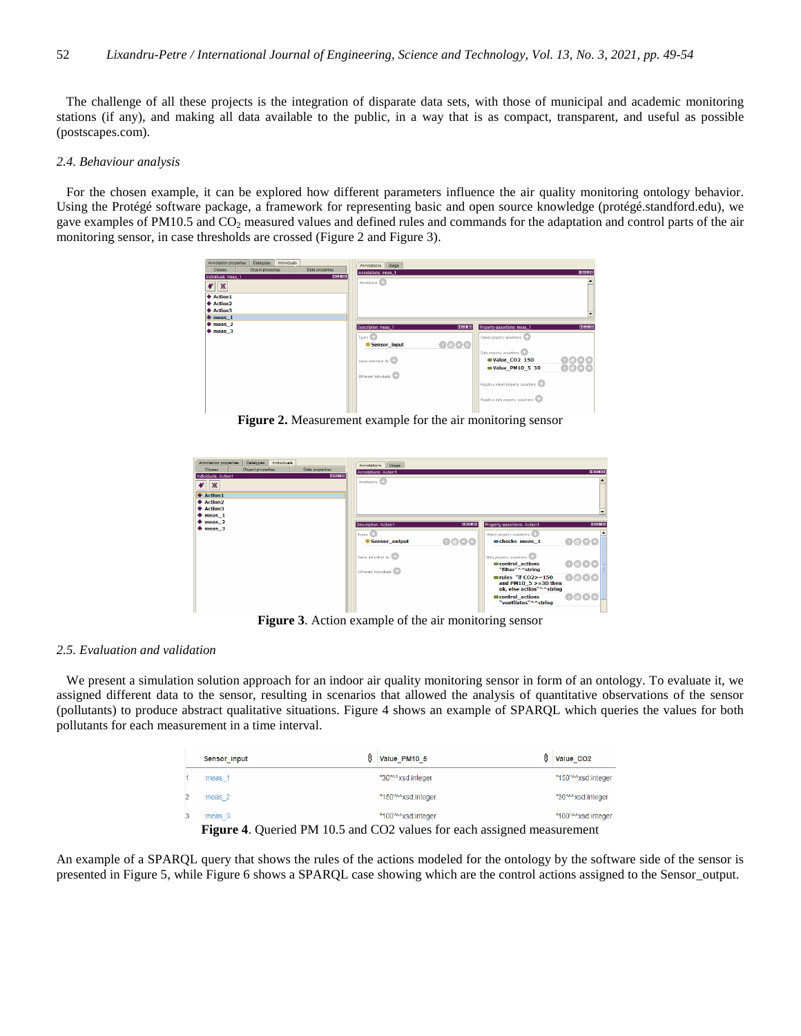The challenge of all these projects is the integration of disparate data sets, with those of municipal and academic monitoring stations (if any), and making all data available to the public, in a way that is as compact, transparent, and useful as possible (postscapes.com).

### *2.4. Behaviour analysis*

For the chosen example, it can be explored how different parameters influence the air quality monitoring ontology behavior. Using the Protégé software package, a framework for representing basic and open source knowledge (protégé.standford.edu), we gave examples of PM10.5 and $CO_2$ measured values and defined rules and commands for the adaptation and control parts of the air monitoring sensor, in case thresholds are crossed (Figure 2 and Figure 3).

**Figure 2.** Measurement example for the air monitoring sensor

**Figure 3**. Action example of the air monitoring sensor

### *2.5. Evaluation and validation*

We present a simulation solution approach for an indoor air quality monitoring sensor in form of an ontology. To evaluate it, we assigned different data to the sensor, resulting in scenarios that allowed the analysis of quantitative observations of the sensor (pollutants) to produce abstract qualitative situations. Figure 4 shows an example of SPARQL which queries the values for both pollutants for each measurement in a time interval.

| | Sensor_input | Value_PM10_5 | Value_CO2 |
|---|---|---|---|
| 1 | :meas_1 | "30"^^xsd:integer | "150"^^xsd:integer |
| 2 | :meas_2 | "150"^^xsd:integer | "30"^^xsd:integer |
| 3 | :meas_3 | "100"^^xsd:integer | "100"^^xsd:integer |

**Figure 4**. Queried PM 10.5 and CO2 values for each assigned measurement

An example of a SPARQL query that shows the rules of the actions modeled for the ontology by the software side of the sensor is presented in Figure 5, while Figure 6 shows a SPARQL case showing which are the control actions assigned to the Sensor_output.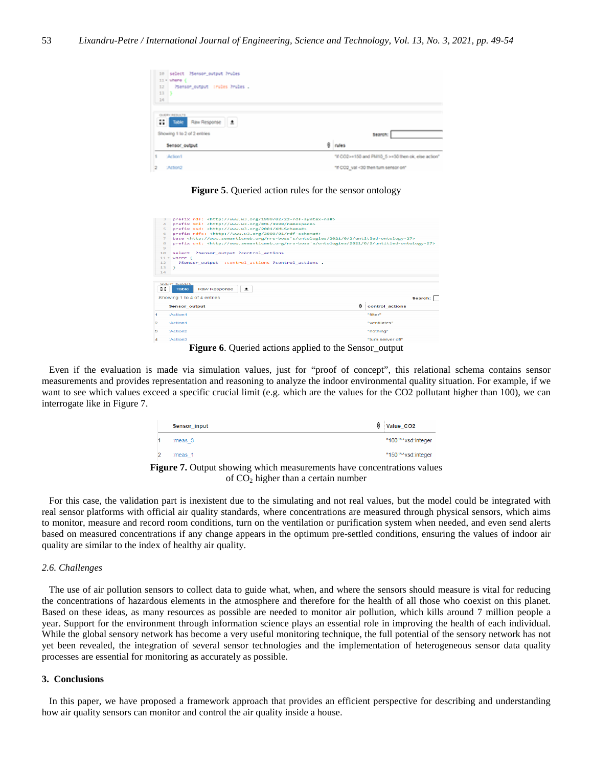```
10  select  ?Sensor_output ?rules
11  where {
12    ?Sensor_output  :rules ?rules .
13  }
14
```

QUERY RESULTS

Showing 1 to 2 of 2 entries

| | Sensor_output | rules |
|---|---|---|
| 1 | :Action1 | "if CO2>=150 and PM10_5 >=30 then ok, else action" |
| 2 | :Action2 | "if CO2_val <30 then turn sensor on" |

**Figure 5**. Queried action rules for the sensor ontology

```
3   prefix rdf: <http://www.w3.org/1999/02/22-rdf-syntax-ns#>
4   prefix xml: <http://www.w3.org/XML/1998/namespace>
5   prefix xsd: <http://www.w3.org/2001/XMLSchema#>
6   prefix rdfs: <http://www.w3.org/2000/01/rdf-schema#>
7   base <http://www.semanticweb.org/nrs-boss's/ontologies/2021/0/2/untitled-ontology-27>
8   prefix uni: <http://www.semanticweb.org/nrs-boss's/ontologies/2021/0/2/untitled-ontology-27>
9
10  select  ?Sensor_output ?control_actions
11  where {
12    ?Sensor_output  :control_actions ?control_actions .
13  }
14
```

QUERY RESULTS

Showing 1 to 4 of 4 entries

| | Sensor_output | control_actions |
|---|---|---|
| 1 | :Action1 | "filter" |
| 2 | :Action1 | "ventilates" |
| 3 | :Action2 | "nothing" |
| 4 | :Action3 | "turn server off" |

**Figure 6**. Queried actions applied to the Sensor_output

Even if the evaluation is made via simulation values, just for "proof of concept", this relational schema contains sensor measurements and provides representation and reasoning to analyze the indoor environmental quality situation. For example, if we want to see which values exceed a specific crucial limit (e.g. which are the values for the CO2 pollutant higher than 100), we can interrogate like in Figure 7.

| | Sensor_input | Value_CO2 |
|---|---|---|
| 1 | :meas_3 | "100"^^xsd:integer |
| 2 | :meas_1 | "150"^^xsd:integer |

**Figure 7.** Output showing which measurements have concentrations values of $CO_2$ higher than a certain number

For this case, the validation part is inexistent due to the simulating and not real values, but the model could be integrated with real sensor platforms with official air quality standards, where concentrations are measured through physical sensors, which aims to monitor, measure and record room conditions, turn on the ventilation or purification system when needed, and even send alerts based on measured concentrations if any change appears in the optimum pre-settled conditions, ensuring the values of indoor air quality are similar to the index of healthy air quality.

### *2.6. Challenges*

The use of air pollution sensors to collect data to guide what, when, and where the sensors should measure is vital for reducing the concentrations of hazardous elements in the atmosphere and therefore for the health of all those who coexist on this planet. Based on these ideas, as many resources as possible are needed to monitor air pollution, which kills around 7 million people a year. Support for the environment through information science plays an essential role in improving the health of each individual. While the global sensory network has become a very useful monitoring technique, the full potential of the sensory network has not yet been revealed, the integration of several sensor technologies and the implementation of heterogeneous sensor data quality processes are essential for monitoring as accurately as possible.

## 3. Conclusions

In this paper, we have proposed a framework approach that provides an efficient perspective for describing and understanding how air quality sensors can monitor and control the air quality inside a house.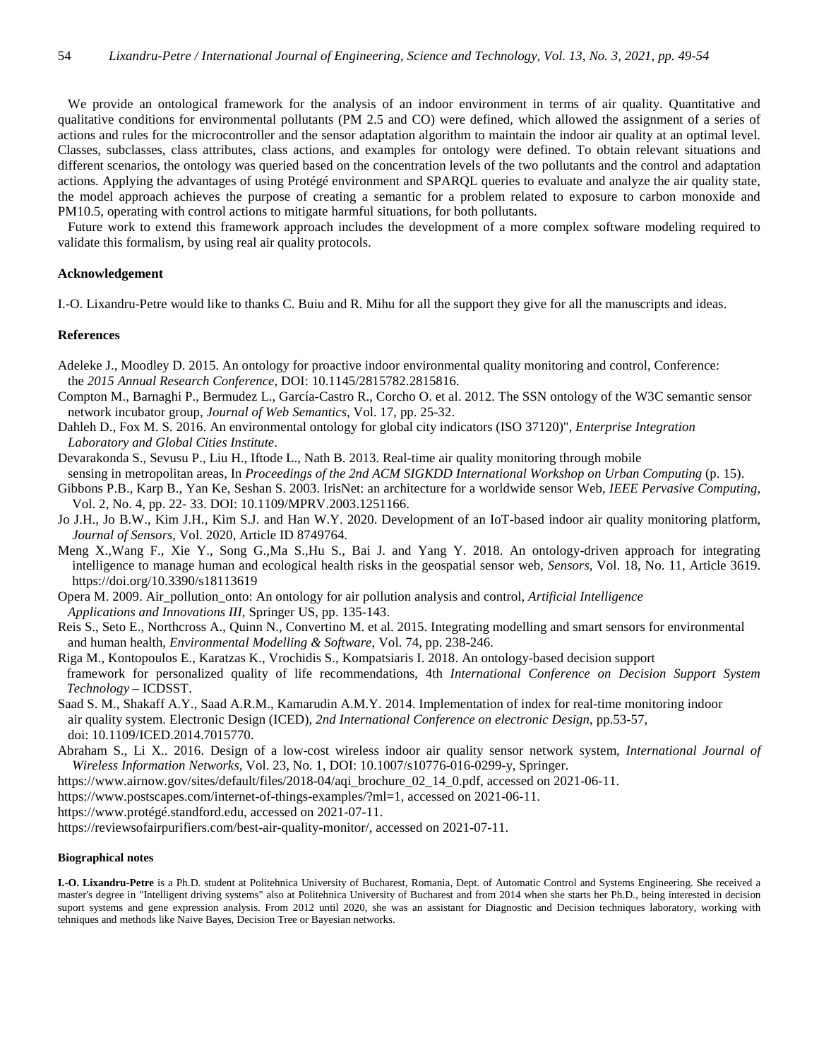We provide an ontological framework for the analysis of an indoor environment in terms of air quality. Quantitative and qualitative conditions for environmental pollutants (PM 2.5 and CO) were defined, which allowed the assignment of a series of actions and rules for the microcontroller and the sensor adaptation algorithm to maintain the indoor air quality at an optimal level. Classes, subclasses, class attributes, class actions, and examples for ontology were defined. To obtain relevant situations and different scenarios, the ontology was queried based on the concentration levels of the two pollutants and the control and adaptation actions. Applying the advantages of using Protégé environment and SPARQL queries to evaluate and analyze the air quality state, the model approach achieves the purpose of creating a semantic for a problem related to exposure to carbon monoxide and PM10.5, operating with control actions to mitigate harmful situations, for both pollutants.

Future work to extend this framework approach includes the development of a more complex software modeling required to validate this formalism, by using real air quality protocols.

### Acknowledgement

I.-O. Lixandru-Petre would like to thanks C. Buiu and R. Mihu for all the support they give for all the manuscripts and ideas.

### References

Adeleke J., Moodley D. 2015. An ontology for proactive indoor environmental quality monitoring and control, Conference: the *2015 Annual Research Conference,* DOI: 10.1145/2815782.2815816.

Compton M., Barnaghi P., Bermudez L., García-Castro R., Corcho O. et al. 2012. The SSN ontology of the W3C semantic sensor network incubator group, *Journal of Web Semantics,* Vol. 17, pp. 25-32.

Dahleh D., Fox M. S. 2016. An environmental ontology for global city indicators (ISO 37120)", *Enterprise Integration Laboratory and Global Cities Institute*.

Devarakonda S., Sevusu P., Liu H., Iftode L., Nath B. 2013. Real-time air quality monitoring through mobile sensing in metropolitan areas, In *Proceedings of the 2nd ACM SIGKDD International Workshop on Urban Computing* (p. 15).

Gibbons P.B., Karp B., Yan Ke, Seshan S. 2003. IrisNet: an architecture for a worldwide sensor Web, *IEEE Pervasive Computing,* Vol. 2, No. 4, pp. 22- 33. DOI: 10.1109/MPRV.2003.1251166.

Jo J.H., Jo B.W., Kim J.H., Kim S.J. and Han W.Y. 2020. Development of an IoT-based indoor air quality monitoring platform, *Journal of Sensors*, Vol. 2020, Article ID 8749764.

Meng X.,Wang F., Xie Y., Song G.,Ma S.,Hu S., Bai J. and Yang Y. 2018. An ontology-driven approach for integrating intelligence to manage human and ecological health risks in the geospatial sensor web, *Sensors*, Vol. 18, No. 11, Article 3619. https://doi.org/10.3390/s18113619

Opera M. 2009. Air_pollution_onto: An ontology for air pollution analysis and control, *Artificial Intelligence Applications and Innovations III,* Springer US, pp. 135-143.

Reis S., Seto E., Northcross A., Quinn N., Convertino M. et al. 2015. Integrating modelling and smart sensors for environmental and human health, *Environmental Modelling & Software*, Vol. 74, pp. 238-246.

Riga M., Kontopoulos E., Karatzas K., Vrochidis S., Kompatsiaris I. 2018. An ontology-based decision support framework for personalized quality of life recommendations, 4th *International Conference on Decision Support System Technology* – ICDSST.

Saad S. M., Shakaff A.Y., Saad A.R.M., Kamarudin A.M.Y. 2014. Implementation of index for real-time monitoring indoor air quality system. Electronic Design (ICED), *2nd International Conference on electronic Design*, pp.53-57, doi: 10.1109/ICED.2014.7015770.

Abraham S., Li X.. 2016. Design of a low-cost wireless indoor air quality sensor network system, *International Journal of Wireless Information Networks,* Vol. 23, No. 1, DOI: 10.1007/s10776-016-0299-y, Springer.

https://www.airnow.gov/sites/default/files/2018-04/aqi_brochure_02_14_0.pdf, accessed on 2021-06-11.

https://www.postscapes.com/internet-of-things-examples/?ml=1, accessed on 2021-06-11.

https://www.protégé.standford.edu, accessed on 2021-07-11.

https://reviewsofairpurifiers.com/best-air-quality-monitor/, accessed on 2021-07-11.

#### Biographical notes

**I.-O. Lixandru-Petre** is a Ph.D. student at Politehnica University of Bucharest, Romania, Dept. of Automatic Control and Systems Engineering. She received a master's degree in "Intelligent driving systems" also at Politehnica University of Bucharest and from 2014 when she starts her Ph.D., being interested in decision suport systems and gene expression analysis. From 2012 until 2020, she was an assistant for Diagnostic and Decision techniques laboratory, working with tehniques and methods like Naive Bayes, Decision Tree or Bayesian networks.